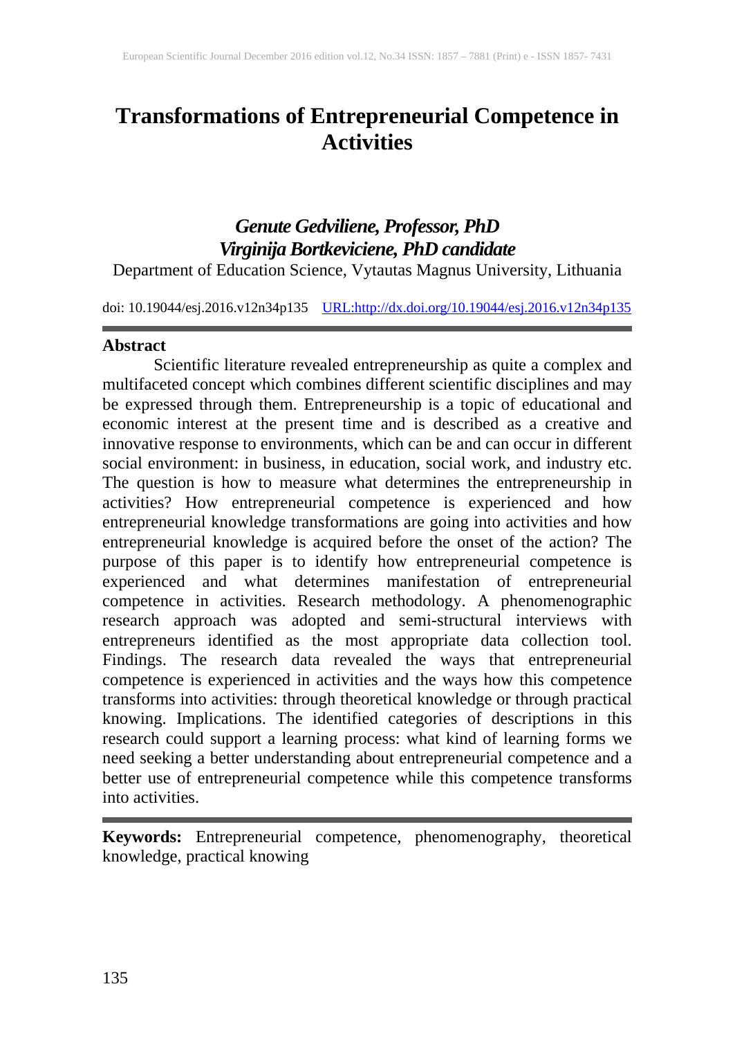# Transformations of Entrepreneurial Competence in Activities

***Genute Gedviliene, Professor, PhD***
***Virginija Bortkeviciene, PhD candidate***
Department of Education Science, Vytautas Magnus University, Lithuania

doi: 10.19044/esj.2016.v12n34p135 URL:http://dx.doi.org/10.19044/esj.2016.v12n34p135

## Abstract

Scientific literature revealed entrepreneurship as quite a complex and multifaceted concept which combines different scientific disciplines and may be expressed through them. Entrepreneurship is a topic of educational and economic interest at the present time and is described as a creative and innovative response to environments, which can be and can occur in different social environment: in business, in education, social work, and industry etc. The question is how to measure what determines the entrepreneurship in activities? How entrepreneurial competence is experienced and how entrepreneurial knowledge transformations are going into activities and how entrepreneurial knowledge is acquired before the onset of the action? The purpose of this paper is to identify how entrepreneurial competence is experienced and what determines manifestation of entrepreneurial competence in activities. Research methodology. A phenomenographic research approach was adopted and semi-structural interviews with entrepreneurs identified as the most appropriate data collection tool. Findings. The research data revealed the ways that entrepreneurial competence is experienced in activities and the ways how this competence transforms into activities: through theoretical knowledge or through practical knowing. Implications. The identified categories of descriptions in this research could support a learning process: what kind of learning forms we need seeking a better understanding about entrepreneurial competence and a better use of entrepreneurial competence while this competence transforms into activities.

**Keywords:** Entrepreneurial competence, phenomenography, theoretical knowledge, practical knowing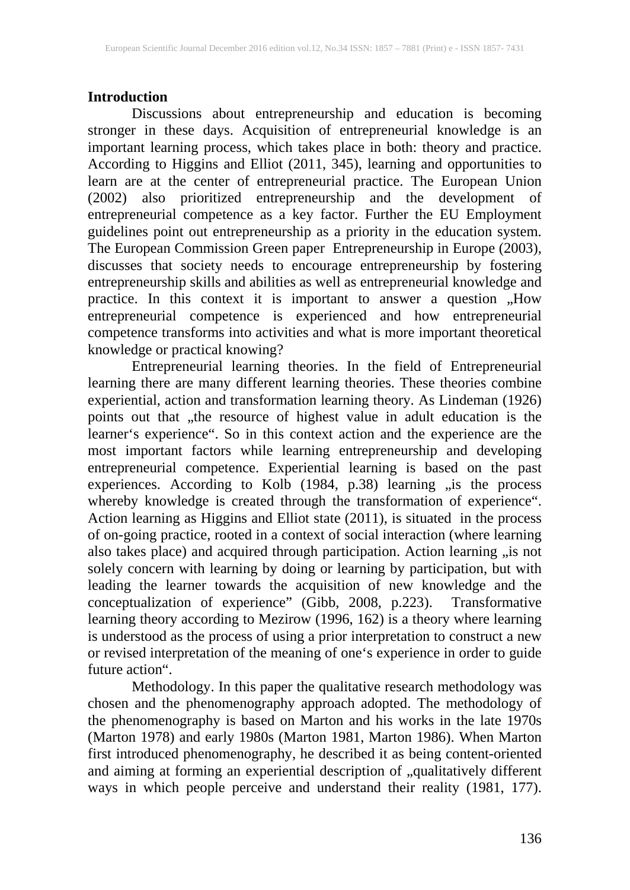## Introduction

Discussions about entrepreneurship and education is becoming stronger in these days. Acquisition of entrepreneurial knowledge is an important learning process, which takes place in both: theory and practice. According to Higgins and Elliot (2011, 345), learning and opportunities to learn are at the center of entrepreneurial practice. The European Union (2002) also prioritized entrepreneurship and the development of entrepreneurial competence as a key factor. Further the EU Employment guidelines point out entrepreneurship as a priority in the education system. The European Commission Green paper Entrepreneurship in Europe (2003), discusses that society needs to encourage entrepreneurship by fostering entrepreneurship skills and abilities as well as entrepreneurial knowledge and practice. In this context it is important to answer a question „How entrepreneurial competence is experienced and how entrepreneurial competence transforms into activities and what is more important theoretical knowledge or practical knowing?

Entrepreneurial learning theories. In the field of Entrepreneurial learning there are many different learning theories. These theories combine experiential, action and transformation learning theory. As Lindeman (1926) points out that „the resource of highest value in adult education is the learner‘s experience“. So in this context action and the experience are the most important factors while learning entrepreneurship and developing entrepreneurial competence. Experiential learning is based on the past experiences. According to Kolb (1984, p.38) learning „is the process whereby knowledge is created through the transformation of experience“. Action learning as Higgins and Elliot state (2011), is situated in the process of on-going practice, rooted in a context of social interaction (where learning also takes place) and acquired through participation. Action learning „is not solely concern with learning by doing or learning by participation, but with leading the learner towards the acquisition of new knowledge and the conceptualization of experience" (Gibb, 2008, p.223). Transformative learning theory according to Mezirow (1996, 162) is a theory where learning is understood as the process of using a prior interpretation to construct a new or revised interpretation of the meaning of one‘s experience in order to guide future action“.

Methodology. In this paper the qualitative research methodology was chosen and the phenomenography approach adopted. The methodology of the phenomenography is based on Marton and his works in the late 1970s (Marton 1978) and early 1980s (Marton 1981, Marton 1986). When Marton first introduced phenomenography, he described it as being content-oriented and aiming at forming an experiential description of „qualitatively different ways in which people perceive and understand their reality (1981, 177).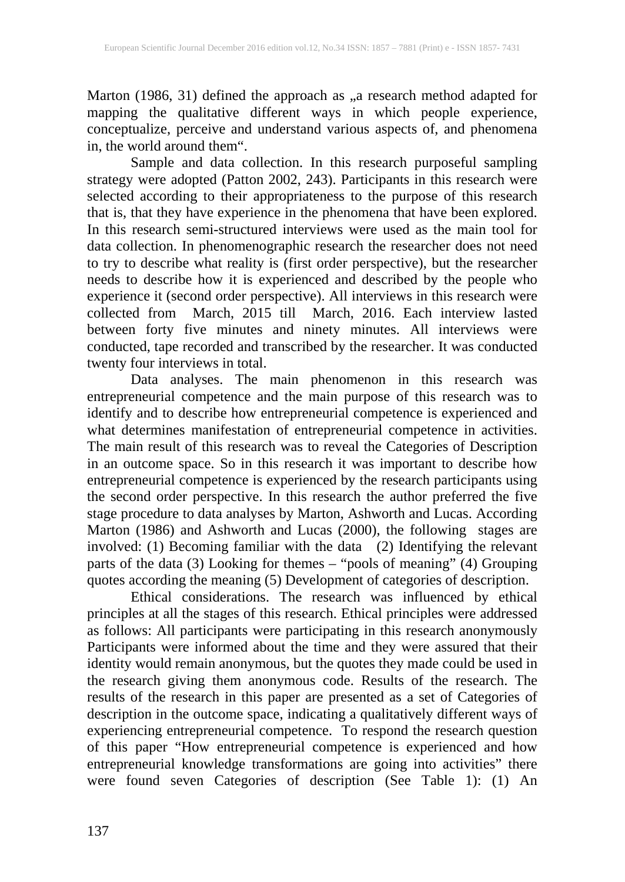Marton (1986, 31) defined the approach as „a research method adapted for mapping the qualitative different ways in which people experience, conceptualize, perceive and understand various aspects of, and phenomena in, the world around them".

Sample and data collection. In this research purposeful sampling strategy were adopted (Patton 2002, 243). Participants in this research were selected according to their appropriateness to the purpose of this research that is, that they have experience in the phenomena that have been explored. In this research semi-structured interviews were used as the main tool for data collection. In phenomenographic research the researcher does not need to try to describe what reality is (first order perspective), but the researcher needs to describe how it is experienced and described by the people who experience it (second order perspective). All interviews in this research were collected from March, 2015 till March, 2016. Each interview lasted between forty five minutes and ninety minutes. All interviews were conducted, tape recorded and transcribed by the researcher. It was conducted twenty four interviews in total.

Data analyses. The main phenomenon in this research was entrepreneurial competence and the main purpose of this research was to identify and to describe how entrepreneurial competence is experienced and what determines manifestation of entrepreneurial competence in activities. The main result of this research was to reveal the Categories of Description in an outcome space. So in this research it was important to describe how entrepreneurial competence is experienced by the research participants using the second order perspective. In this research the author preferred the five stage procedure to data analyses by Marton, Ashworth and Lucas. According Marton (1986) and Ashworth and Lucas (2000), the following stages are involved: (1) Becoming familiar with the data (2) Identifying the relevant parts of the data (3) Looking for themes – "pools of meaning" (4) Grouping quotes according the meaning (5) Development of categories of description.

Ethical considerations. The research was influenced by ethical principles at all the stages of this research. Ethical principles were addressed as follows: All participants were participating in this research anonymously Participants were informed about the time and they were assured that their identity would remain anonymous, but the quotes they made could be used in the research giving them anonymous code. Results of the research. The results of the research in this paper are presented as a set of Categories of description in the outcome space, indicating a qualitatively different ways of experiencing entrepreneurial competence. To respond the research question of this paper "How entrepreneurial competence is experienced and how entrepreneurial knowledge transformations are going into activities" there were found seven Categories of description (See Table 1): (1) An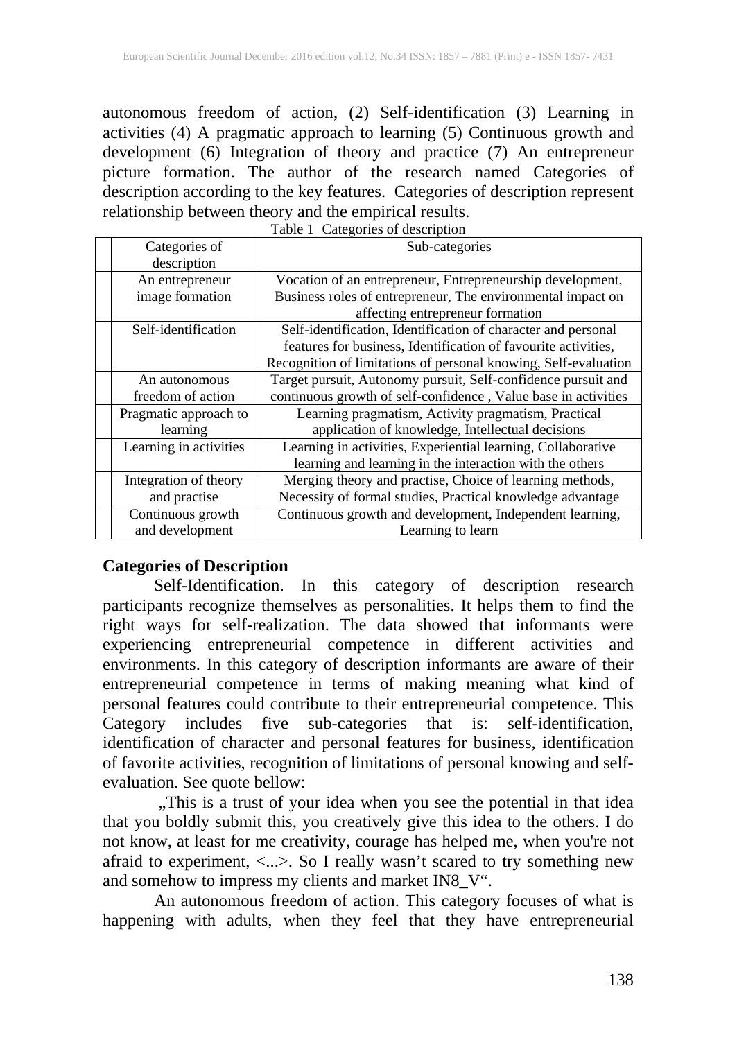autonomous freedom of action, (2) Self-identification (3) Learning in activities (4) A pragmatic approach to learning (5) Continuous growth and development (6) Integration of theory and practice (7) An entrepreneur picture formation. The author of the research named Categories of description according to the key features. Categories of description represent relationship between theory and the empirical results.

Table 1 Categories of description

| Categories of description | Sub-categories |
|---|---|
| An entrepreneur image formation | Vocation of an entrepreneur, Entrepreneurship development, Business roles of entrepreneur, The environmental impact on affecting entrepreneur formation |
| Self-identification | Self-identification, Identification of character and personal features for business, Identification of favourite activities, Recognition of limitations of personal knowing, Self-evaluation |
| An autonomous freedom of action | Target pursuit, Autonomy pursuit, Self-confidence pursuit and continuous growth of self-confidence , Value base in activities |
| Pragmatic approach to learning | Learning pragmatism, Activity pragmatism, Practical application of knowledge, Intellectual decisions |
| Learning in activities | Learning in activities, Experiential learning, Collaborative learning and learning in the interaction with the others |
| Integration of theory and practise | Merging theory and practise, Choice of learning methods, Necessity of formal studies, Practical knowledge advantage |
| Continuous growth and development | Continuous growth and development, Independent learning, Learning to learn |

**Categories of Description**

Self-Identification. In this category of description research participants recognize themselves as personalities. It helps them to find the right ways for self-realization. The data showed that informants were experiencing entrepreneurial competence in different activities and environments. In this category of description informants are aware of their entrepreneurial competence in terms of making meaning what kind of personal features could contribute to their entrepreneurial competence. This Category includes five sub-categories that is: self-identification, identification of character and personal features for business, identification of favorite activities, recognition of limitations of personal knowing and self-evaluation. See quote bellow:

„This is a trust of your idea when you see the potential in that idea that you boldly submit this, you creatively give this idea to the others. I do not know, at least for me creativity, courage has helped me, when you're not afraid to experiment, <...>. So I really wasn't scared to try something new and somehow to impress my clients and market IN8_V".

An autonomous freedom of action. This category focuses of what is happening with adults, when they feel that they have entrepreneurial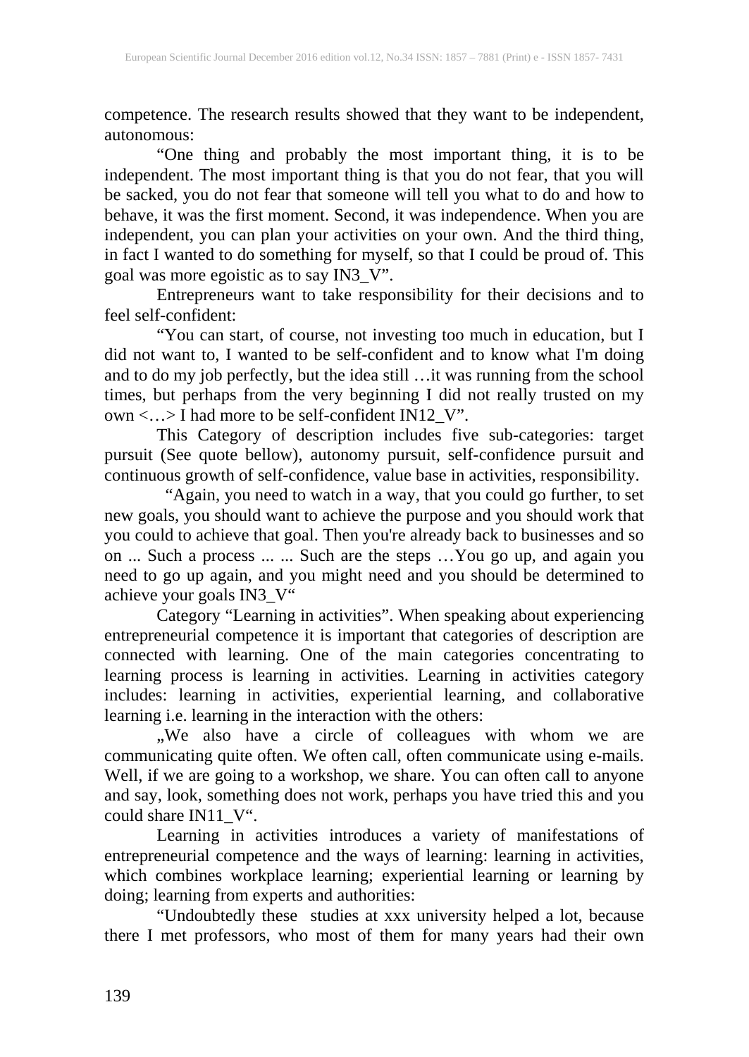competence. The research results showed that they want to be independent, autonomous:

"One thing and probably the most important thing, it is to be independent. The most important thing is that you do not fear, that you will be sacked, you do not fear that someone will tell you what to do and how to behave, it was the first moment. Second, it was independence. When you are independent, you can plan your activities on your own. And the third thing, in fact I wanted to do something for myself, so that I could be proud of. This goal was more egoistic as to say IN3_V".

Entrepreneurs want to take responsibility for their decisions and to feel self-confident:

"You can start, of course, not investing too much in education, but I did not want to, I wanted to be self-confident and to know what I'm doing and to do my job perfectly, but the idea still …it was running from the school times, but perhaps from the very beginning I did not really trusted on my own <…> I had more to be self-confident IN12_V".

This Category of description includes five sub-categories: target pursuit (See quote bellow), autonomy pursuit, self-confidence pursuit and continuous growth of self-confidence, value base in activities, responsibility.

"Again, you need to watch in a way, that you could go further, to set new goals, you should want to achieve the purpose and you should work that you could to achieve that goal. Then you're already back to businesses and so on ... Such a process ... ... Such are the steps …You go up, and again you need to go up again, and you might need and you should be determined to achieve your goals IN3_V"

Category "Learning in activities". When speaking about experiencing entrepreneurial competence it is important that categories of description are connected with learning. One of the main categories concentrating to learning process is learning in activities. Learning in activities category includes: learning in activities, experiential learning, and collaborative learning i.e. learning in the interaction with the others:

„We also have a circle of colleagues with whom we are communicating quite often. We often call, often communicate using e-mails. Well, if we are going to a workshop, we share. You can often call to anyone and say, look, something does not work, perhaps you have tried this and you could share IN11_V".

Learning in activities introduces a variety of manifestations of entrepreneurial competence and the ways of learning: learning in activities, which combines workplace learning; experiential learning or learning by doing; learning from experts and authorities:

"Undoubtedly these studies at xxx university helped a lot, because there I met professors, who most of them for many years had their own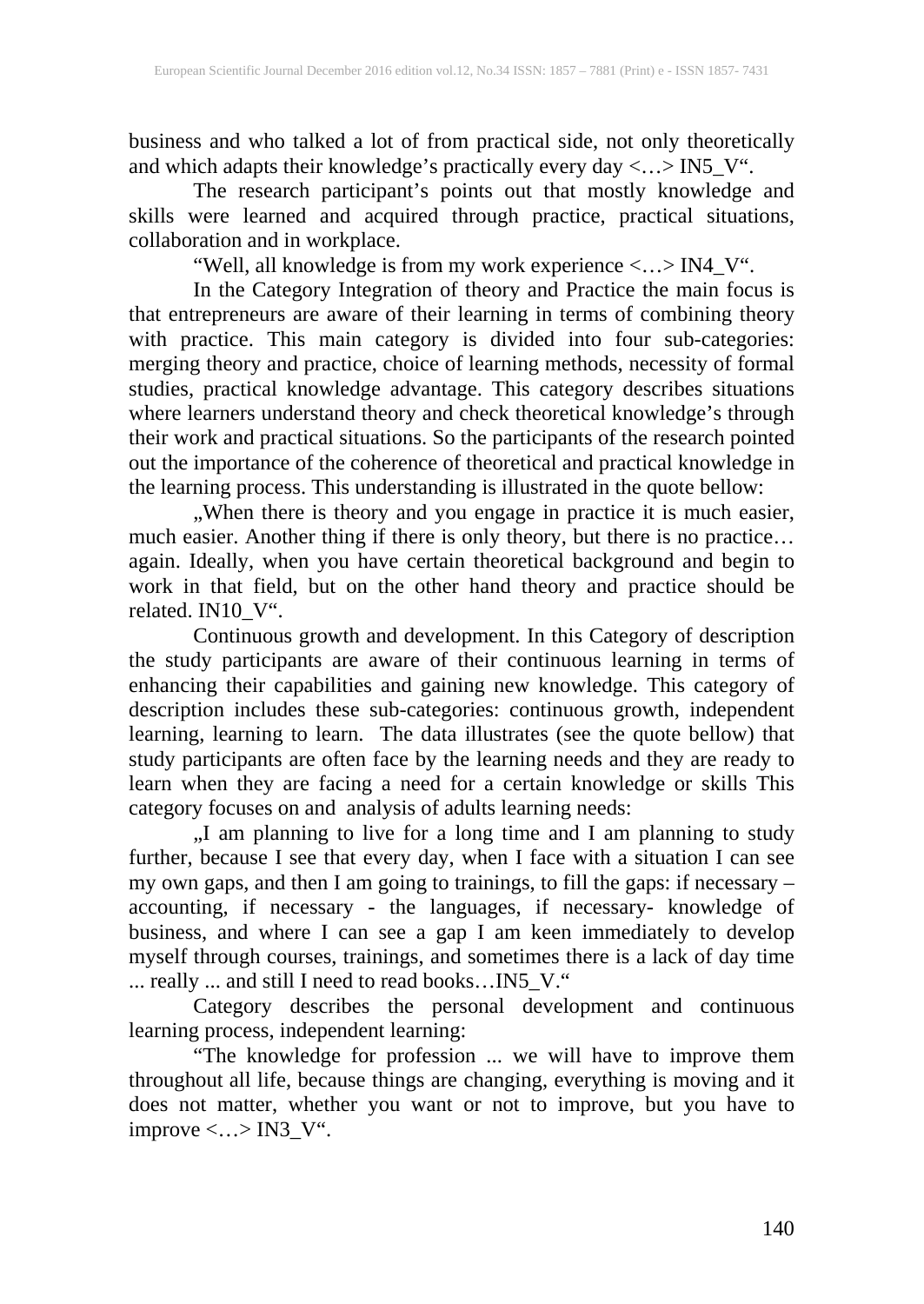business and who talked a lot of from practical side, not only theoretically and which adapts their knowledge's practically every day <…> IN5_V".

The research participant's points out that mostly knowledge and skills were learned and acquired through practice, practical situations, collaboration and in workplace.

"Well, all knowledge is from my work experience <…> IN4_V".

In the Category Integration of theory and Practice the main focus is that entrepreneurs are aware of their learning in terms of combining theory with practice. This main category is divided into four sub-categories: merging theory and practice, choice of learning methods, necessity of formal studies, practical knowledge advantage. This category describes situations where learners understand theory and check theoretical knowledge's through their work and practical situations. So the participants of the research pointed out the importance of the coherence of theoretical and practical knowledge in the learning process. This understanding is illustrated in the quote bellow:

„When there is theory and you engage in practice it is much easier, much easier. Another thing if there is only theory, but there is no practice… again. Ideally, when you have certain theoretical background and begin to work in that field, but on the other hand theory and practice should be related. IN10_V".

Continuous growth and development. In this Category of description the study participants are aware of their continuous learning in terms of enhancing their capabilities and gaining new knowledge. This category of description includes these sub-categories: continuous growth, independent learning, learning to learn. The data illustrates (see the quote bellow) that study participants are often face by the learning needs and they are ready to learn when they are facing a need for a certain knowledge or skills This category focuses on and analysis of adults learning needs:

„I am planning to live for a long time and I am planning to study further, because I see that every day, when I face with a situation I can see my own gaps, and then I am going to trainings, to fill the gaps: if necessary – accounting, if necessary - the languages, if necessary- knowledge of business, and where I can see a gap I am keen immediately to develop myself through courses, trainings, and sometimes there is a lack of day time ... really ... and still I need to read books…IN5_V."

Category describes the personal development and continuous learning process, independent learning:

"The knowledge for profession ... we will have to improve them throughout all life, because things are changing, everything is moving and it does not matter, whether you want or not to improve, but you have to improve <…> IN3_V".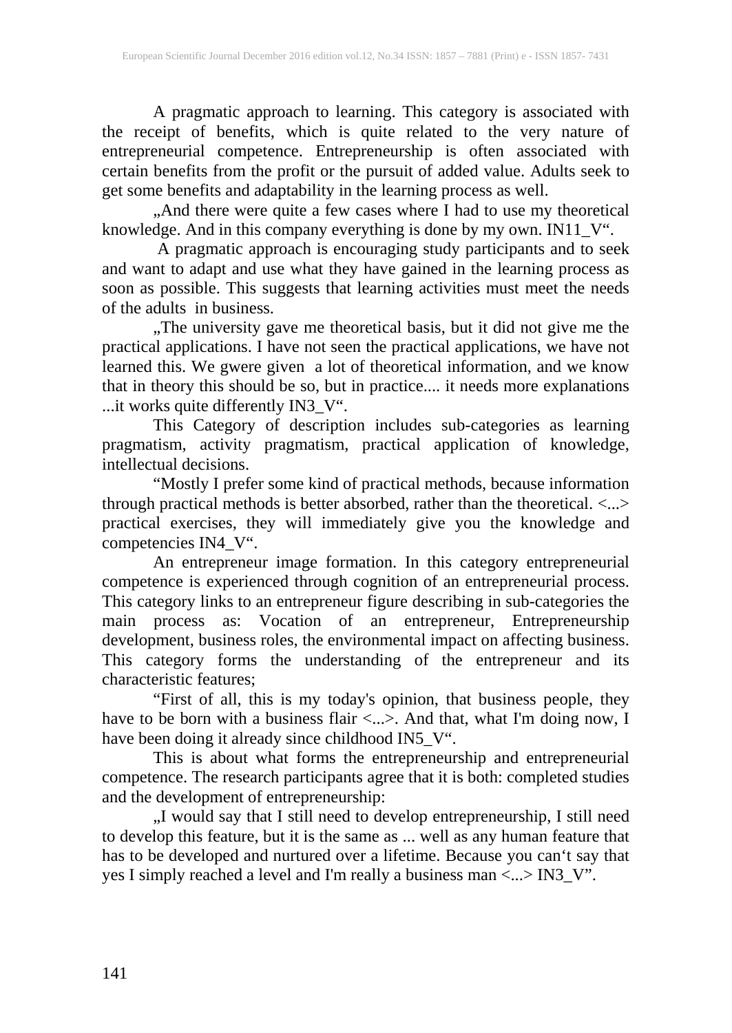A pragmatic approach to learning. This category is associated with the receipt of benefits, which is quite related to the very nature of entrepreneurial competence. Entrepreneurship is often associated with certain benefits from the profit or the pursuit of added value. Adults seek to get some benefits and adaptability in the learning process as well.

„And there were quite a few cases where I had to use my theoretical knowledge. And in this company everything is done by my own. IN11_V".

A pragmatic approach is encouraging study participants and to seek and want to adapt and use what they have gained in the learning process as soon as possible. This suggests that learning activities must meet the needs of the adults in business.

„The university gave me theoretical basis, but it did not give me the practical applications. I have not seen the practical applications, we have not learned this. We gwere given a lot of theoretical information, and we know that in theory this should be so, but in practice.... it needs more explanations ...it works quite differently IN3_V".

This Category of description includes sub-categories as learning pragmatism, activity pragmatism, practical application of knowledge, intellectual decisions.

"Mostly I prefer some kind of practical methods, because information through practical methods is better absorbed, rather than the theoretical. <...> practical exercises, they will immediately give you the knowledge and competencies IN4_V".

An entrepreneur image formation. In this category entrepreneurial competence is experienced through cognition of an entrepreneurial process. This category links to an entrepreneur figure describing in sub-categories the main process as: Vocation of an entrepreneur, Entrepreneurship development, business roles, the environmental impact on affecting business. This category forms the understanding of the entrepreneur and its characteristic features;

"First of all, this is my today's opinion, that business people, they have to be born with a business flair <...>. And that, what I'm doing now, I have been doing it already since childhood IN5_V".

This is about what forms the entrepreneurship and entrepreneurial competence. The research participants agree that it is both: completed studies and the development of entrepreneurship:

„I would say that I still need to develop entrepreneurship, I still need to develop this feature, but it is the same as ... well as any human feature that has to be developed and nurtured over a lifetime. Because you can't say that yes I simply reached a level and I'm really a business man <...> IN3_V".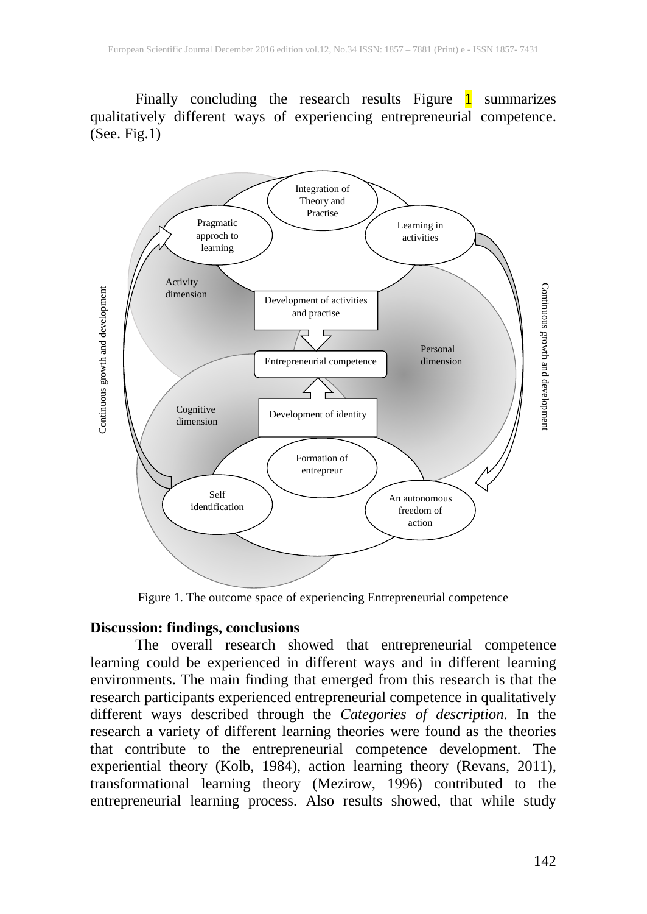Finally concluding the research results Figure 1 summarizes qualitatively different ways of experiencing entrepreneurial competence. (See. Fig.1)

Figure 1. The outcome space of experiencing Entrepreneurial competence

**Discussion: findings, conclusions**

The overall research showed that entrepreneurial competence learning could be experienced in different ways and in different learning environments. The main finding that emerged from this research is that the research participants experienced entrepreneurial competence in qualitatively different ways described through the *Categories of description*. In the research a variety of different learning theories were found as the theories that contribute to the entrepreneurial competence development. The experiential theory (Kolb, 1984), action learning theory (Revans, 2011), transformational learning theory (Mezirow, 1996) contributed to the entrepreneurial learning process. Also results showed, that while study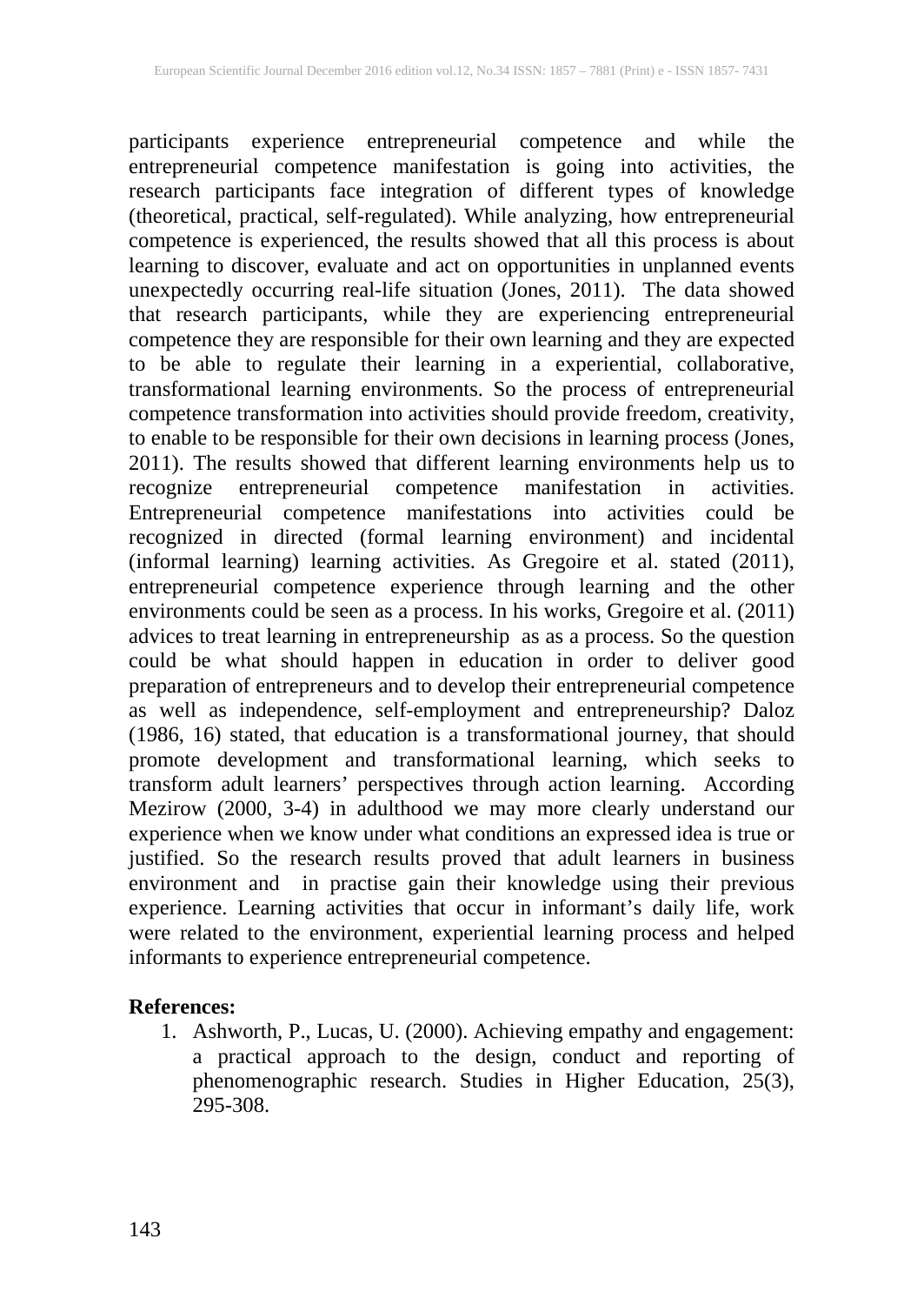participants experience entrepreneurial competence and while the entrepreneurial competence manifestation is going into activities, the research participants face integration of different types of knowledge (theoretical, practical, self-regulated). While analyzing, how entrepreneurial competence is experienced, the results showed that all this process is about learning to discover, evaluate and act on opportunities in unplanned events unexpectedly occurring real-life situation (Jones, 2011). The data showed that research participants, while they are experiencing entrepreneurial competence they are responsible for their own learning and they are expected to be able to regulate their learning in a experiential, collaborative, transformational learning environments. So the process of entrepreneurial competence transformation into activities should provide freedom, creativity, to enable to be responsible for their own decisions in learning process (Jones, 2011). The results showed that different learning environments help us to recognize entrepreneurial competence manifestation in activities. Entrepreneurial competence manifestations into activities could be recognized in directed (formal learning environment) and incidental (informal learning) learning activities. As Gregoire et al. stated (2011), entrepreneurial competence experience through learning and the other environments could be seen as a process. In his works, Gregoire et al. (2011) advices to treat learning in entrepreneurship as as a process. So the question could be what should happen in education in order to deliver good preparation of entrepreneurs and to develop their entrepreneurial competence as well as independence, self-employment and entrepreneurship? Daloz (1986, 16) stated, that education is a transformational journey, that should promote development and transformational learning, which seeks to transform adult learners' perspectives through action learning. According Mezirow (2000, 3-4) in adulthood we may more clearly understand our experience when we know under what conditions an expressed idea is true or justified. So the research results proved that adult learners in business environment and in practise gain their knowledge using their previous experience. Learning activities that occur in informant's daily life, work were related to the environment, experiential learning process and helped informants to experience entrepreneurial competence.

**References:**

1. Ashworth, P., Lucas, U. (2000). Achieving empathy and engagement: a practical approach to the design, conduct and reporting of phenomenographic research. Studies in Higher Education, 25(3), 295-308.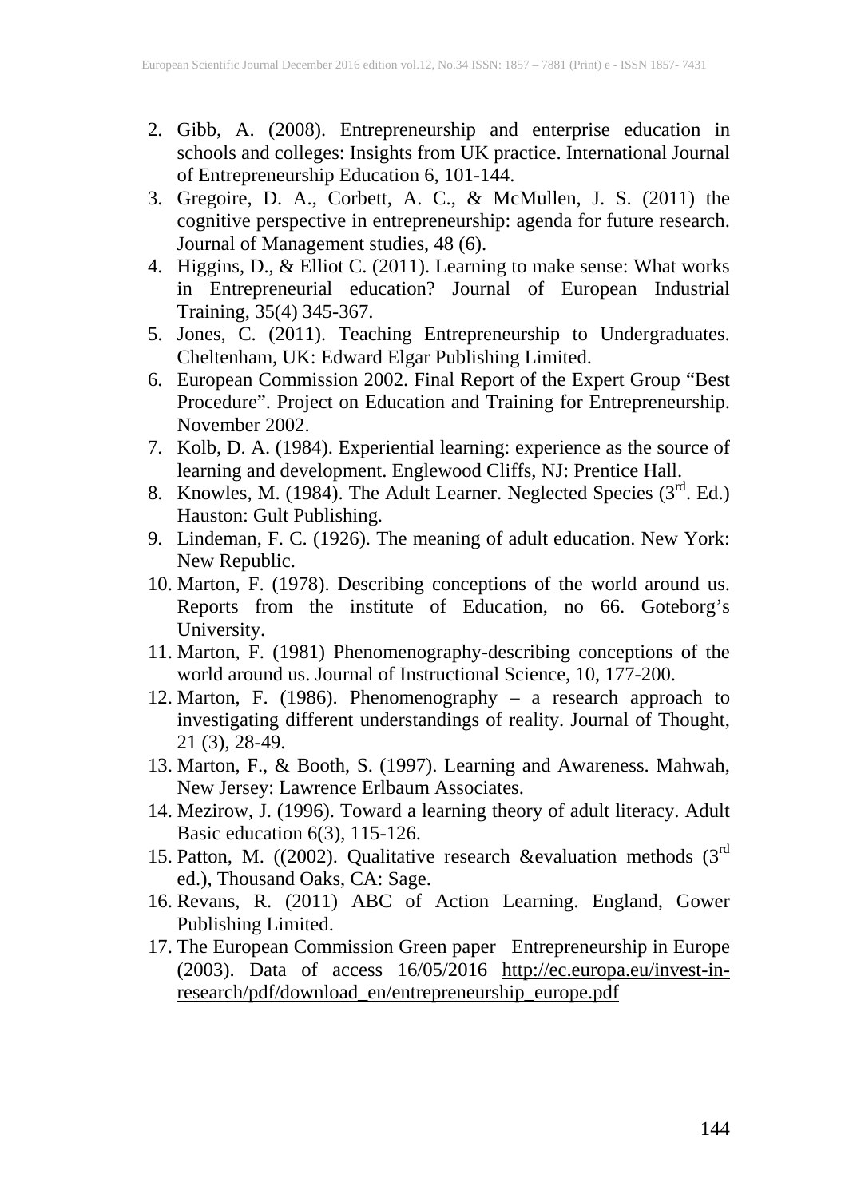2. Gibb, A. (2008). Entrepreneurship and enterprise education in schools and colleges: Insights from UK practice. International Journal of Entrepreneurship Education 6, 101-144.
3. Gregoire, D. A., Corbett, A. C., & McMullen, J. S. (2011) the cognitive perspective in entrepreneurship: agenda for future research. Journal of Management studies, 48 (6).
4. Higgins, D., & Elliot C. (2011). Learning to make sense: What works in Entrepreneurial education? Journal of European Industrial Training, 35(4) 345-367.
5. Jones, C. (2011). Teaching Entrepreneurship to Undergraduates. Cheltenham, UK: Edward Elgar Publishing Limited.
6. European Commission 2002. Final Report of the Expert Group "Best Procedure". Project on Education and Training for Entrepreneurship. November 2002.
7. Kolb, D. A. (1984). Experiential learning: experience as the source of learning and development. Englewood Cliffs, NJ: Prentice Hall.
8. Knowles, M. (1984). The Adult Learner. Neglected Species (3rd. Ed.) Hauston: Gult Publishing.
9. Lindeman, F. C. (1926). The meaning of adult education. New York: New Republic.
10. Marton, F. (1978). Describing conceptions of the world around us. Reports from the institute of Education, no 66. Goteborg's University.
11. Marton, F. (1981) Phenomenography-describing conceptions of the world around us. Journal of Instructional Science, 10, 177-200.
12. Marton, F. (1986). Phenomenography – a research approach to investigating different understandings of reality. Journal of Thought, 21 (3), 28-49.
13. Marton, F., & Booth, S. (1997). Learning and Awareness. Mahwah, New Jersey: Lawrence Erlbaum Associates.
14. Mezirow, J. (1996). Toward a learning theory of adult literacy. Adult Basic education 6(3), 115-126.
15. Patton, M. ((2002). Qualitative research &evaluation methods (3rd ed.), Thousand Oaks, CA: Sage.
16. Revans, R. (2011) ABC of Action Learning. England, Gower Publishing Limited.
17. The European Commission Green paper Entrepreneurship in Europe (2003). Data of access 16/05/2016 http://ec.europa.eu/invest-in-research/pdf/download_en/entrepreneurship_europe.pdf